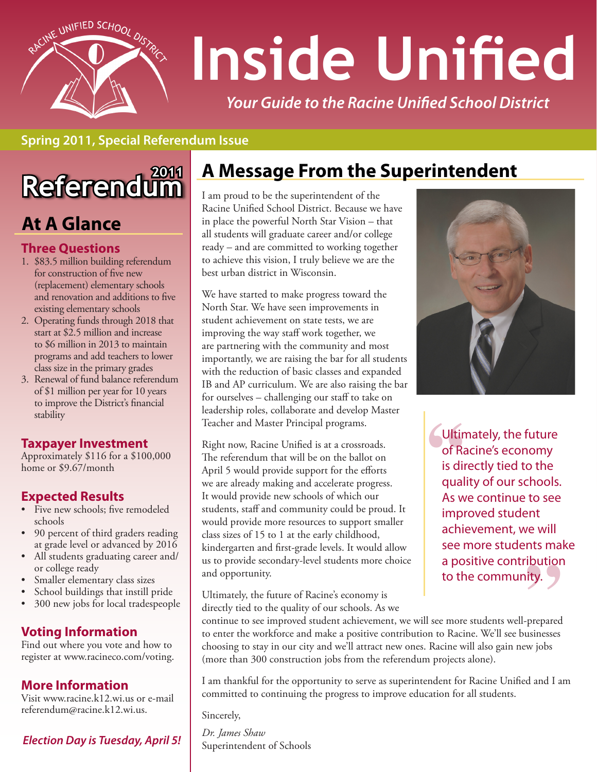# Inside Unified

*Your Guide to the Racine Unified School District*

**Spring 2011, Special Referendum Issue**

## 2011 Referendum

## At A Glance

### Three Questions

1. $83.5 million building referendum for construction of five new (replacement) elementary schools and renovation and additions to five existing elementary schools
2. Operating funds through 2018 that start at $2.5 million and increase to $6 million in 2013 to maintain programs and add teachers to lower class size in the primary grades
3. Renewal of fund balance referendum of $1 million per year for 10 years to improve the District's financial stability

### Taxpayer Investment

Approximately $116 for a $100,000 home or $9.67/month

### Expected Results

- Five new schools; five remodeled schools
- 90 percent of third graders reading at grade level or advanced by 2016
- All students graduating career and/or college ready
- Smaller elementary class sizes
- School buildings that instill pride
- 300 new jobs for local tradespeople

### Voting Information

Find out where you vote and how to register at www.racineco.com/voting.

### More Information

Visit www.racine.k12.wi.us or e-mail referendum@racine.k12.wi.us.

***Election Day is Tuesday, April 5!***

## A Message From the Superintendent

I am proud to be the superintendent of the Racine Unified School District. Because we have in place the powerful North Star Vision – that all students will graduate career and/or college ready – and are committed to working together to achieve this vision, I truly believe we are the best urban district in Wisconsin.

We have started to make progress toward the North Star. We have seen improvements in student achievement on state tests, we are improving the way staff work together, we are partnering with the community and most importantly, we are raising the bar for all students with the reduction of basic classes and expanded IB and AP curriculum. We are also raising the bar for ourselves – challenging our staff to take on leadership roles, collaborate and develop Master Teacher and Master Principal programs.

Right now, Racine Unified is at a crossroads. The referendum that will be on the ballot on April 5 would provide support for the efforts we are already making and accelerate progress. It would provide new schools of which our students, staff and community could be proud. It would provide more resources to support smaller class sizes of 15 to 1 at the early childhood, kindergarten and first-grade levels. It would allow us to provide secondary-level students more choice and opportunity.

> "Ultimately, the future of Racine's economy is directly tied to the quality of our schools. As we continue to see improved student achievement, we will see more students make a positive contribution to the community."

Ultimately, the future of Racine's economy is directly tied to the quality of our schools. As we continue to see improved student achievement, we will see more students well-prepared to enter the workforce and make a positive contribution to Racine. We'll see businesses choosing to stay in our city and we'll attract new ones. Racine will also gain new jobs (more than 300 construction jobs from the referendum projects alone).

I am thankful for the opportunity to serve as superintendent for Racine Unified and I am committed to continuing the progress to improve education for all students.

Sincerely,

*Dr. James Shaw*
Superintendent of Schools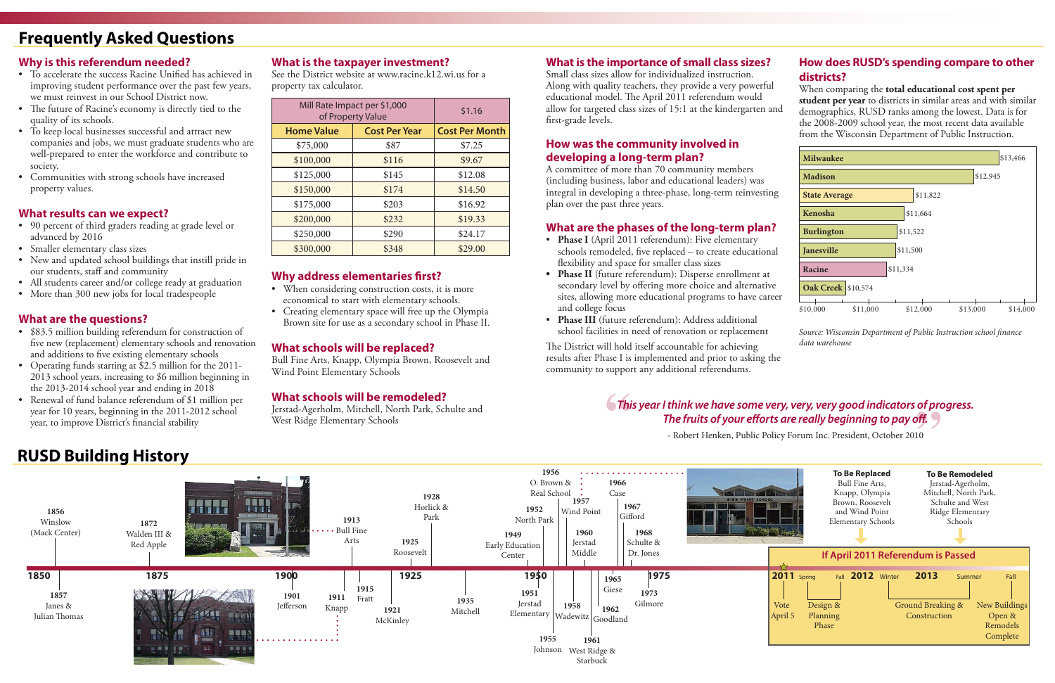# Frequently Asked Questions

## Why is this referendum needed?

- To accelerate the success Racine Unified has achieved in improving student performance over the past few years, we must reinvest in our School District now.
- The future of Racine's economy is directly tied to the quality of its schools.
- To keep local businesses successful and attract new companies and jobs, we must graduate students who are well-prepared to enter the workforce and contribute to society.
- Communities with strong schools have increased property values.

## What results can we expect?

- 90 percent of third graders reading at grade level or advanced by 2016
- Smaller elementary class sizes
- New and updated school buildings that instill pride in our students, staff and community
- All students career and/or college ready at graduation
- More than 300 new jobs for local tradespeople

## What are the questions?

- $83.5 million building referendum for construction of five new (replacement) elementary schools and renovation and additions to five existing elementary schools
- Operating funds starting at $2.5 million for the 2011-2013 school years, increasing to $6 million beginning in the 2013-2014 school year and ending in 2018
- Renewal of fund balance referendum of $1 million per year for 10 years, beginning in the 2011-2012 school year, to improve District's financial stability

## What is the taxpayer investment?

See the District website at www.racine.k12.wi.us for a property tax calculator.

| Mill Rate Impact per $1,000 of Property Value | | $1.16 |
|---|---|---|
| **Home Value** | **Cost Per Year** | **Cost Per Month** |
| $75,000 | $87 | $7.25 |
| $100,000 | $116 | $9.67 |
| $125,000 | $145 | $12.08 |
| $150,000 | $174 | $14.50 |
| $175,000 | $203 | $16.92 |
| $200,000 | $232 | $19.33 |
| $250,000 | $290 | $24.17 |
| $300,000 | $348 | $29.00 |

## Why address elementaries first?

- When considering construction costs, it is more economical to start with elementary schools.
- Creating elementary space will free up the Olympia Brown site for use as a secondary school in Phase II.

## What schools will be replaced?

Bull Fine Arts, Knapp, Olympia Brown, Roosevelt and Wind Point Elementary Schools

## What schools will be remodeled?

Jerstad-Agerholm, Mitchell, North Park, Schulte and West Ridge Elementary Schools

## What is the importance of small class sizes?

Small class sizes allow for individualized instruction. Along with quality teachers, they provide a very powerful educational model. The April 2011 referendum would allow for targeted class sizes of 15:1 at the kindergarten and first-grade levels.

## How was the community involved in developing a long-term plan?

A committee of more than 70 community members (including business, labor and educational leaders) was integral in developing a three-phase, long-term reinvesting plan over the past three years.

## What are the phases of the long-term plan?

- **Phase I** (April 2011 referendum): Five elementary schools remodeled, five replaced – to create educational flexibility and space for smaller class sizes
- **Phase II** (future referendum): Disperse enrollment at secondary level by offering more choice and alternative sites, allowing more educational programs to have career and college focus
- **Phase III** (future referendum): Address additional school facilities in need of renovation or replacement

The District will hold itself accountable for achieving results after Phase I is implemented and prior to asking the community to support any additional referendums.

## How does RUSD's spending compare to other districts?

When comparing the **total educational cost spent per student per year** to districts in similar areas and with similar demographics, RUSD ranks among the lowest. Data is for the 2008-2009 school year, the most recent data available from the Wisconsin Department of Public Instruction.

| District | Cost per student |
|---|---|
| Milwaukee | $13,466 |
| Madison | $12,945 |
| State Average | $11,822 |
| Kenosha | $11,664 |
| Burlington | $11,522 |
| Janesville | $11,500 |
| Racine | $11,334 |
| Oak Creek | $10,574 |

*Source: Wisconsin Department of Public Instruction school finance data warehouse*

> ***"This year I think we have some very, very, very good indicators of progress. The fruits of your efforts are really beginning to pay off."***
>
> \- Robert Henken, Public Policy Forum Inc. President, October 2010

# RUSD Building History

- 1856 – Winslow (Mack Center)
- 1857 – Janes & Julian Thomas
- 1872 – Walden III & Red Apple
- 1901 – Jefferson
- 1911 – Knapp
- 1913 – Bull Fine Arts
- 1915 – Fratt
- 1921 – McKinley
- 1925 – Roosevelt
- 1928 – Horlick & Park
- 1935 – Mitchell
- 1949 – Early Education Center
- 1951 – Jerstad Elementary
- 1952 – North Park
- 1955 – Johnson
- 1956 – O. Brown & Real School
- 1957 – Wind Point
- 1958 – Wadewitz
- 1960 – Jerstad Middle
- 1961 – West Ridge & Starbuck
- 1962 – Goodland
- 1965 – Giese
- 1966 – Case
- 1967 – Gifford
- 1968 – Schulte & Dr. Jones
- 1973 – Gilmore

**To Be Replaced:** Bull Fine Arts, Knapp, Olympia Brown, Roosevelt and Wind Point Elementary Schools

**To Be Remodeled:** Jerstad-Agerholm, Mitchell, North Park, Schulte and West Ridge Elementary Schools

### If April 2011 Referendum is Passed

- 2011 – Vote April 5
- 2011 Spring/Fall – Design & Planning Phase
- 2012 Winter – 2013 Summer – Ground Breaking & Construction
- 2013 Fall – New Buildings Open & Remodels Complete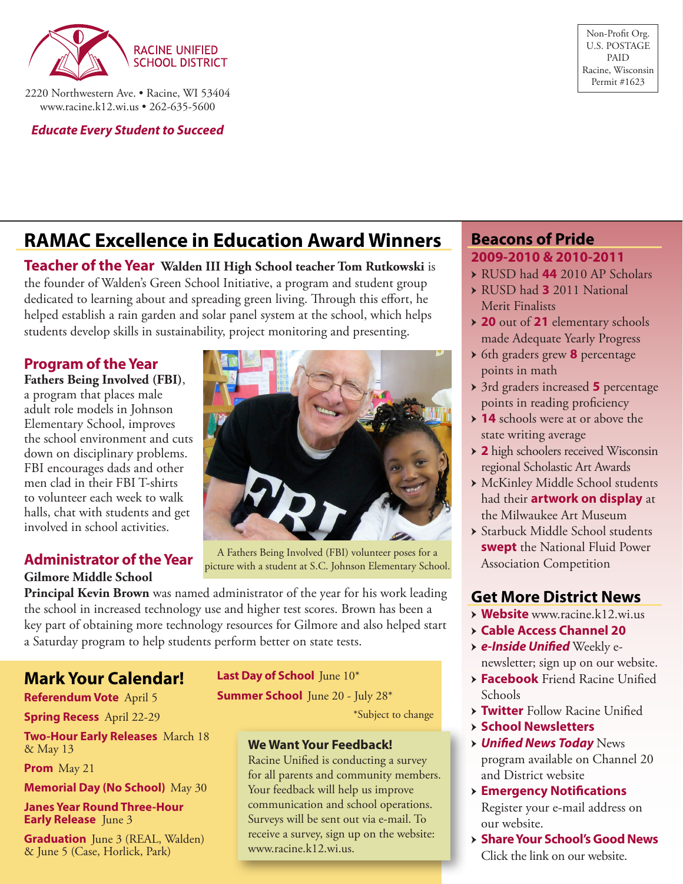RACINE UNIFIED SCHOOL DISTRICT

2220 Northwestern Ave. • Racine, WI 53404
www.racine.k12.wi.us • 262-635-5600

*Educate Every Student to Succeed*

Non-Profit Org.
U.S. POSTAGE
PAID
Racine, Wisconsin
Permit #1623

# RAMAC Excellence in Education Award Winners

**Teacher of the Year** **Walden III High School teacher Tom Rutkowski** is the founder of Walden's Green School Initiative, a program and student group dedicated to learning about and spreading green living. Through this effort, he helped establish a rain garden and solar panel system at the school, which helps students develop skills in sustainability, project monitoring and presenting.

**Program of the Year**
**Fathers Being Involved (FBI)**, a program that places male adult role models in Johnson Elementary School, improves the school environment and cuts down on disciplinary problems. FBI encourages dads and other men clad in their FBI T-shirts to volunteer each week to walk halls, chat with students and get involved in school activities.

A Fathers Being Involved (FBI) volunteer poses for a picture with a student at S.C. Johnson Elementary School.

**Administrator of the Year**
**Gilmore Middle School Principal Kevin Brown** was named administrator of the year for his work leading the school in increased technology use and higher test scores. Brown has been a key part of obtaining more technology resources for Gilmore and also helped start a Saturday program to help students perform better on state tests.

## Mark Your Calendar!

**Referendum Vote** April 5

**Spring Recess** April 22-29

**Two-Hour Early Releases** March 18 & May 13

**Prom** May 21

**Memorial Day (No School)** May 30

**Janes Year Round Three-Hour Early Release** June 3

**Graduation** June 3 (REAL, Walden) & June 5 (Case, Horlick, Park)

**Last Day of School** June 10*

**Summer School** June 20 - July 28*

*Subject to change

### We Want Your Feedback!

Racine Unified is conducting a survey for all parents and community members. Your feedback will help us improve communication and school operations. Surveys will be sent out via e-mail. To receive a survey, sign up on the website: www.racine.k12.wi.us.

## Beacons of Pride

### 2009-2010 & 2010-2011

- RUSD had **44** 2010 AP Scholars
- RUSD had **3** 2011 National Merit Finalists
- **20** out of **21** elementary schools made Adequate Yearly Progress
- 6th graders grew **8** percentage points in math
- 3rd graders increased **5** percentage points in reading proficiency
- **14** schools were at or above the state writing average
- **2** high schoolers received Wisconsin regional Scholastic Art Awards
- McKinley Middle School students had their **artwork on display** at the Milwaukee Art Museum
- Starbuck Middle School students **swept** the National Fluid Power Association Competition

## Get More District News

- **Website** www.racine.k12.wi.us
- **Cable Access Channel 20**
- ***e-Inside Unified*** Weekly e-newsletter; sign up on our website.
- **Facebook** Friend Racine Unified Schools
- **Twitter** Follow Racine Unified
- **School Newsletters**
- ***Unified News Today*** News program available on Channel 20 and District website
- **Emergency Notifications** Register your e-mail address on our website.
- **Share Your School's Good News** Click the link on our website.